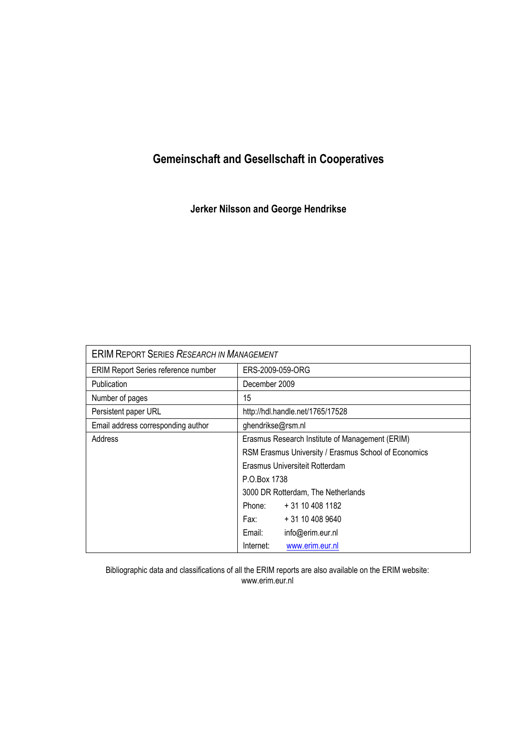# Gemeinschaft and Gesellschaft in Cooperatives

**Jerker Nilsson and George Hendrikse**

| ERIM REPORT SERIES *RESEARCH IN MANAGEMENT* | |
|---|---|
| ERIM Report Series reference number | ERS-2009-059-ORG |
| Publication | December 2009 |
| Number of pages | 15 |
| Persistent paper URL | http://hdl.handle.net/1765/17528 |
| Email address corresponding author | ghendrikse@rsm.nl |
| Address | Erasmus Research Institute of Management (ERIM) |
| | RSM Erasmus University / Erasmus School of Economics |
| | Erasmus Universiteit Rotterdam |
| | P.O.Box 1738 |
| | 3000 DR Rotterdam, The Netherlands |
| | Phone: + 31 10 408 1182 |
| | Fax: + 31 10 408 9640 |
| | Email: info@erim.eur.nl |
| | Internet: www.erim.eur.nl |

Bibliographic data and classifications of all the ERIM reports are also available on the ERIM website: www.erim.eur.nl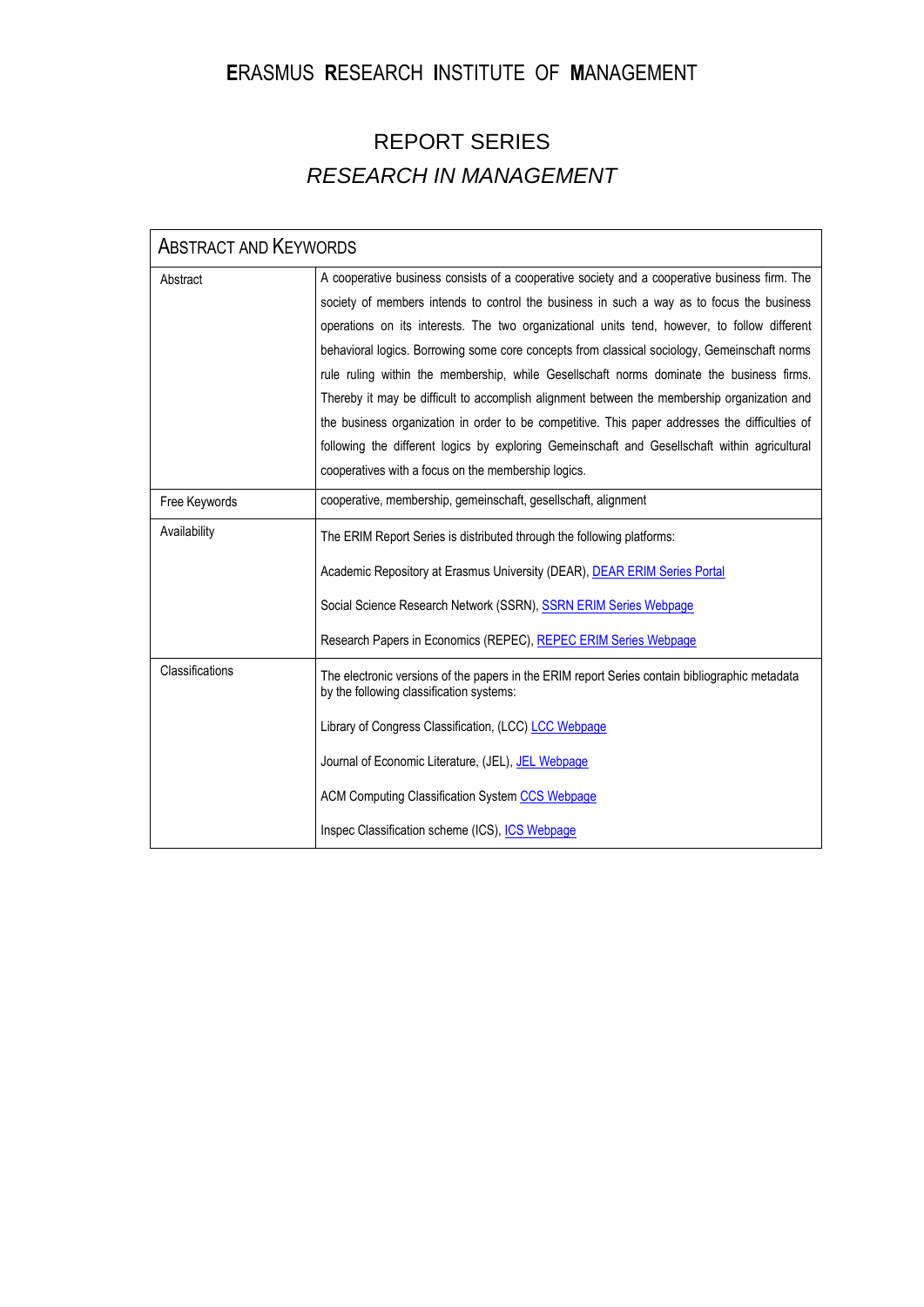# ERASMUS RESEARCH INSTITUTE OF MANAGEMENT

## REPORT SERIES
## *RESEARCH IN MANAGEMENT*

| ABSTRACT AND KEYWORDS | |
|---|---|
| Abstract | A cooperative business consists of a cooperative society and a cooperative business firm. The society of members intends to control the business in such a way as to focus the business operations on its interests. The two organizational units tend, however, to follow different behavioral logics. Borrowing some core concepts from classical sociology, Gemeinschaft norms rule ruling within the membership, while Gesellschaft norms dominate the business firms. Thereby it may be difficult to accomplish alignment between the membership organization and the business organization in order to be competitive. This paper addresses the difficulties of following the different logics by exploring Gemeinschaft and Gesellschaft within agricultural cooperatives with a focus on the membership logics. |
| Free Keywords | cooperative, membership, gemeinschaft, gesellschaft, alignment |
| Availability | The ERIM Report Series is distributed through the following platforms:<br><br>Academic Repository at Erasmus University (DEAR), DEAR ERIM Series Portal<br><br>Social Science Research Network (SSRN), SSRN ERIM Series Webpage<br><br>Research Papers in Economics (REPEC), REPEC ERIM Series Webpage |
| Classifications | The electronic versions of the papers in the ERIM report Series contain bibliographic metadata by the following classification systems:<br><br>Library of Congress Classification, (LCC) LCC Webpage<br><br>Journal of Economic Literature, (JEL), JEL Webpage<br><br>ACM Computing Classification System CCS Webpage<br><br>Inspec Classification scheme (ICS), ICS Webpage |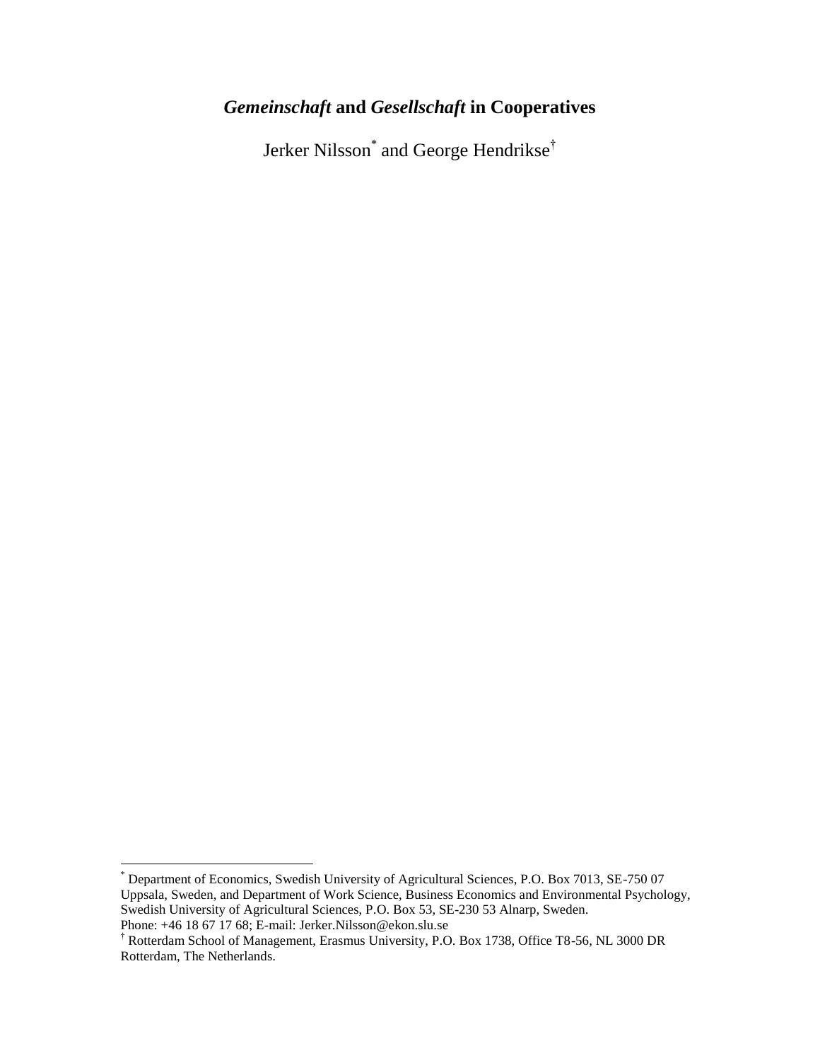# *Gemeinschaft* and *Gesellschaft* in Cooperatives

Jerker Nilsson[*] and George Hendrikse[†]

[*] Department of Economics, Swedish University of Agricultural Sciences, P.O. Box 7013, SE-750 07 Uppsala, Sweden, and Department of Work Science, Business Economics and Environmental Psychology, Swedish University of Agricultural Sciences, P.O. Box 53, SE-230 53 Alnarp, Sweden. Phone: +46 18 67 17 68; E-mail: Jerker.Nilsson@ekon.slu.se

[†] Rotterdam School of Management, Erasmus University, P.O. Box 1738, Office T8-56, NL 3000 DR Rotterdam, The Netherlands.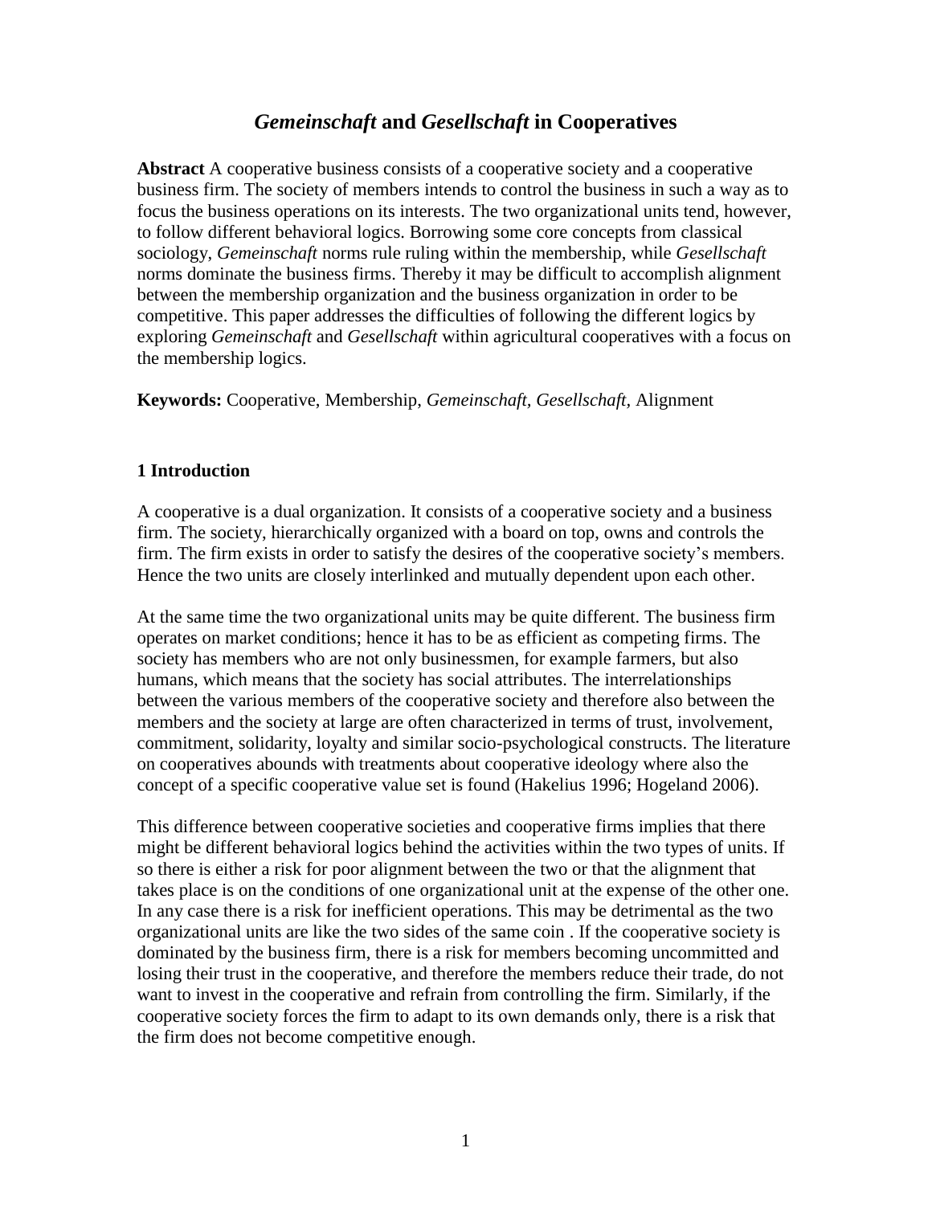# *Gemeinschaft* and *Gesellschaft* in Cooperatives

**Abstract** A cooperative business consists of a cooperative society and a cooperative business firm. The society of members intends to control the business in such a way as to focus the business operations on its interests. The two organizational units tend, however, to follow different behavioral logics. Borrowing some core concepts from classical sociology, *Gemeinschaft* norms rule ruling within the membership, while *Gesellschaft* norms dominate the business firms. Thereby it may be difficult to accomplish alignment between the membership organization and the business organization in order to be competitive. This paper addresses the difficulties of following the different logics by exploring *Gemeinschaft* and *Gesellschaft* within agricultural cooperatives with a focus on the membership logics.

**Keywords:** Cooperative, Membership, *Gemeinschaft*, *Gesellschaft*, Alignment

## 1 Introduction

A cooperative is a dual organization. It consists of a cooperative society and a business firm. The society, hierarchically organized with a board on top, owns and controls the firm. The firm exists in order to satisfy the desires of the cooperative society's members. Hence the two units are closely interlinked and mutually dependent upon each other.

At the same time the two organizational units may be quite different. The business firm operates on market conditions; hence it has to be as efficient as competing firms. The society has members who are not only businessmen, for example farmers, but also humans, which means that the society has social attributes. The interrelationships between the various members of the cooperative society and therefore also between the members and the society at large are often characterized in terms of trust, involvement, commitment, solidarity, loyalty and similar socio-psychological constructs. The literature on cooperatives abounds with treatments about cooperative ideology where also the concept of a specific cooperative value set is found (Hakelius 1996; Hogeland 2006).

This difference between cooperative societies and cooperative firms implies that there might be different behavioral logics behind the activities within the two types of units. If so there is either a risk for poor alignment between the two or that the alignment that takes place is on the conditions of one organizational unit at the expense of the other one. In any case there is a risk for inefficient operations. This may be detrimental as the two organizational units are like the two sides of the same coin . If the cooperative society is dominated by the business firm, there is a risk for members becoming uncommitted and losing their trust in the cooperative, and therefore the members reduce their trade, do not want to invest in the cooperative and refrain from controlling the firm. Similarly, if the cooperative society forces the firm to adapt to its own demands only, there is a risk that the firm does not become competitive enough.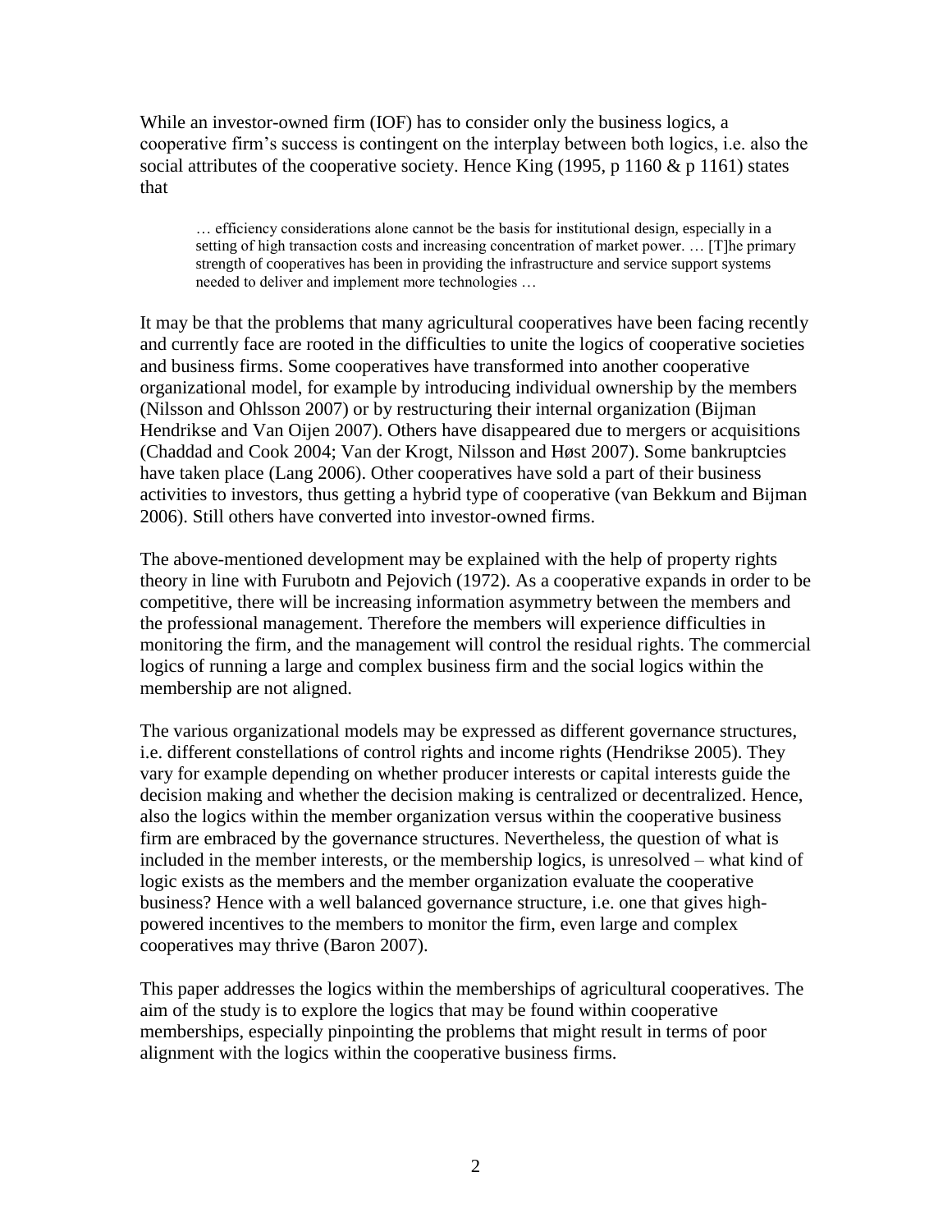While an investor-owned firm (IOF) has to consider only the business logics, a cooperative firm's success is contingent on the interplay between both logics, i.e. also the social attributes of the cooperative society. Hence King (1995, p 1160 & p 1161) states that

> … efficiency considerations alone cannot be the basis for institutional design, especially in a setting of high transaction costs and increasing concentration of market power. … [T]he primary strength of cooperatives has been in providing the infrastructure and service support systems needed to deliver and implement more technologies …

It may be that the problems that many agricultural cooperatives have been facing recently and currently face are rooted in the difficulties to unite the logics of cooperative societies and business firms. Some cooperatives have transformed into another cooperative organizational model, for example by introducing individual ownership by the members (Nilsson and Ohlsson 2007) or by restructuring their internal organization (Bijman Hendrikse and Van Oijen 2007). Others have disappeared due to mergers or acquisitions (Chaddad and Cook 2004; Van der Krogt, Nilsson and Høst 2007). Some bankruptcies have taken place (Lang 2006). Other cooperatives have sold a part of their business activities to investors, thus getting a hybrid type of cooperative (van Bekkum and Bijman 2006). Still others have converted into investor-owned firms.

The above-mentioned development may be explained with the help of property rights theory in line with Furubotn and Pejovich (1972). As a cooperative expands in order to be competitive, there will be increasing information asymmetry between the members and the professional management. Therefore the members will experience difficulties in monitoring the firm, and the management will control the residual rights. The commercial logics of running a large and complex business firm and the social logics within the membership are not aligned.

The various organizational models may be expressed as different governance structures, i.e. different constellations of control rights and income rights (Hendrikse 2005). They vary for example depending on whether producer interests or capital interests guide the decision making and whether the decision making is centralized or decentralized. Hence, also the logics within the member organization versus within the cooperative business firm are embraced by the governance structures. Nevertheless, the question of what is included in the member interests, or the membership logics, is unresolved – what kind of logic exists as the members and the member organization evaluate the cooperative business? Hence with a well balanced governance structure, i.e. one that gives high-powered incentives to the members to monitor the firm, even large and complex cooperatives may thrive (Baron 2007).

This paper addresses the logics within the memberships of agricultural cooperatives. The aim of the study is to explore the logics that may be found within cooperative memberships, especially pinpointing the problems that might result in terms of poor alignment with the logics within the cooperative business firms.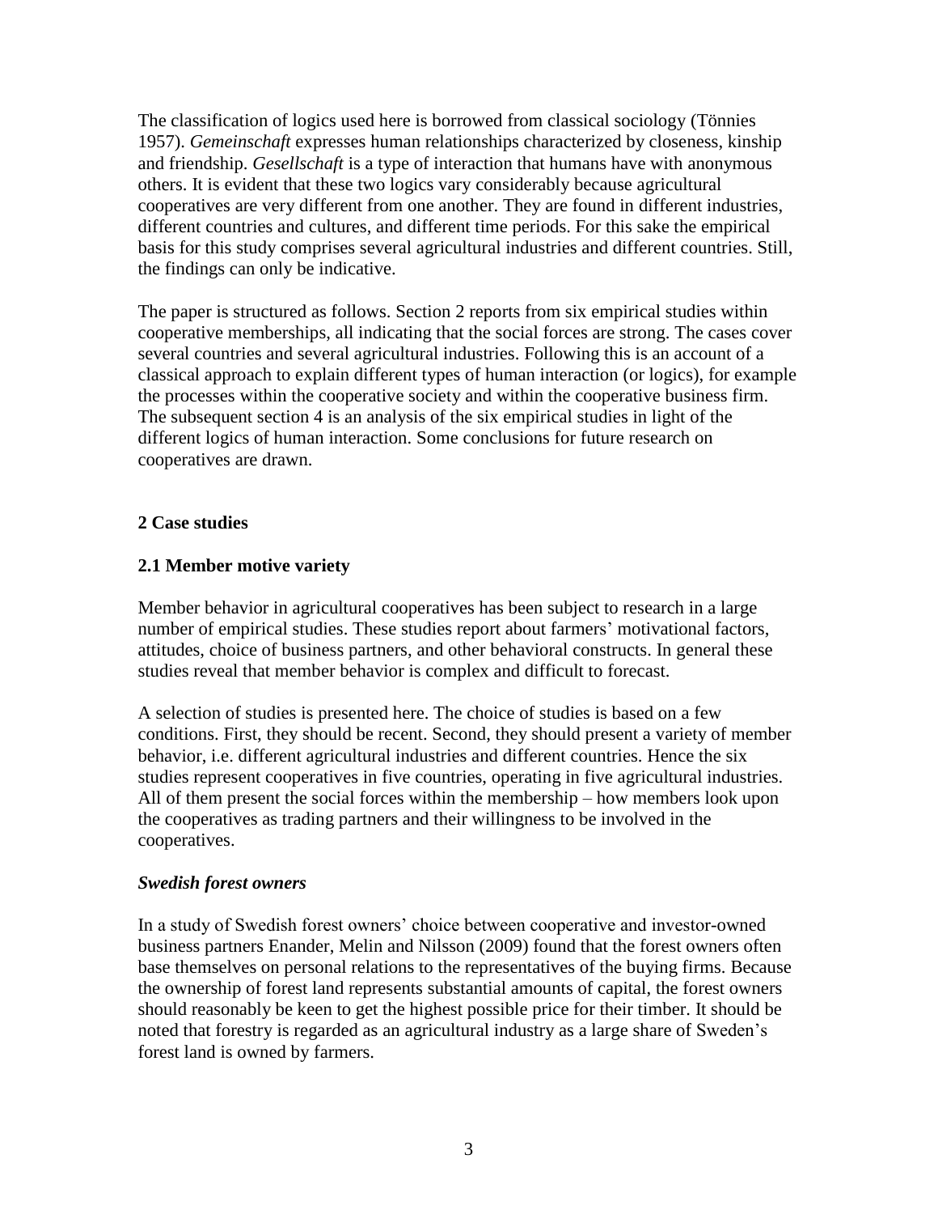The classification of logics used here is borrowed from classical sociology (Tönnies 1957). *Gemeinschaft* expresses human relationships characterized by closeness, kinship and friendship. *Gesellschaft* is a type of interaction that humans have with anonymous others. It is evident that these two logics vary considerably because agricultural cooperatives are very different from one another. They are found in different industries, different countries and cultures, and different time periods. For this sake the empirical basis for this study comprises several agricultural industries and different countries. Still, the findings can only be indicative.

The paper is structured as follows. Section 2 reports from six empirical studies within cooperative memberships, all indicating that the social forces are strong. The cases cover several countries and several agricultural industries. Following this is an account of a classical approach to explain different types of human interaction (or logics), for example the processes within the cooperative society and within the cooperative business firm. The subsequent section 4 is an analysis of the six empirical studies in light of the different logics of human interaction. Some conclusions for future research on cooperatives are drawn.

## 2 Case studies

### 2.1 Member motive variety

Member behavior in agricultural cooperatives has been subject to research in a large number of empirical studies. These studies report about farmers' motivational factors, attitudes, choice of business partners, and other behavioral constructs. In general these studies reveal that member behavior is complex and difficult to forecast.

A selection of studies is presented here. The choice of studies is based on a few conditions. First, they should be recent. Second, they should present a variety of member behavior, i.e. different agricultural industries and different countries. Hence the six studies represent cooperatives in five countries, operating in five agricultural industries. All of them present the social forces within the membership – how members look upon the cooperatives as trading partners and their willingness to be involved in the cooperatives.

***Swedish forest owners***

In a study of Swedish forest owners' choice between cooperative and investor-owned business partners Enander, Melin and Nilsson (2009) found that the forest owners often base themselves on personal relations to the representatives of the buying firms. Because the ownership of forest land represents substantial amounts of capital, the forest owners should reasonably be keen to get the highest possible price for their timber. It should be noted that forestry is regarded as an agricultural industry as a large share of Sweden's forest land is owned by farmers.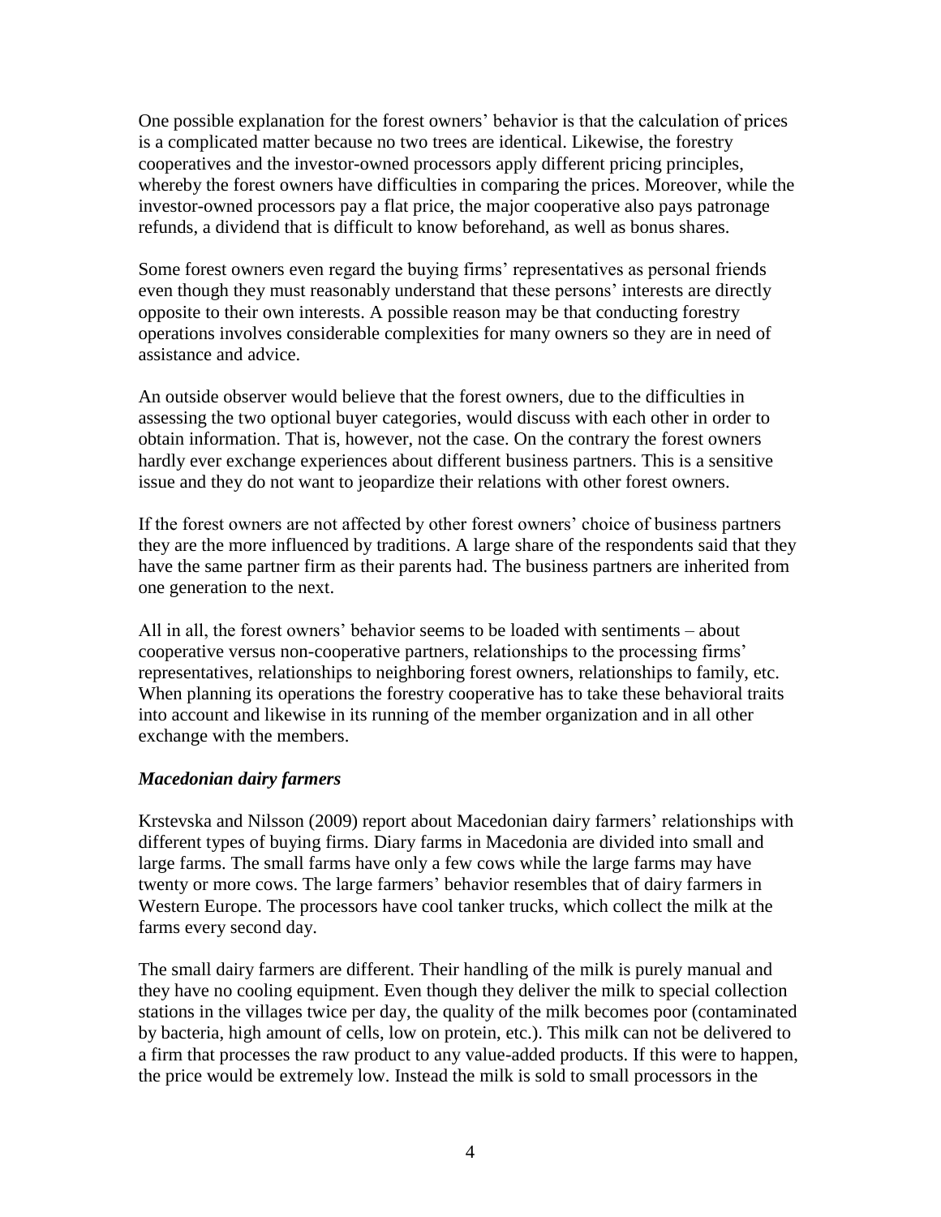One possible explanation for the forest owners' behavior is that the calculation of prices is a complicated matter because no two trees are identical. Likewise, the forestry cooperatives and the investor-owned processors apply different pricing principles, whereby the forest owners have difficulties in comparing the prices. Moreover, while the investor-owned processors pay a flat price, the major cooperative also pays patronage refunds, a dividend that is difficult to know beforehand, as well as bonus shares.

Some forest owners even regard the buying firms' representatives as personal friends even though they must reasonably understand that these persons' interests are directly opposite to their own interests. A possible reason may be that conducting forestry operations involves considerable complexities for many owners so they are in need of assistance and advice.

An outside observer would believe that the forest owners, due to the difficulties in assessing the two optional buyer categories, would discuss with each other in order to obtain information. That is, however, not the case. On the contrary the forest owners hardly ever exchange experiences about different business partners. This is a sensitive issue and they do not want to jeopardize their relations with other forest owners.

If the forest owners are not affected by other forest owners' choice of business partners they are the more influenced by traditions. A large share of the respondents said that they have the same partner firm as their parents had. The business partners are inherited from one generation to the next.

All in all, the forest owners' behavior seems to be loaded with sentiments – about cooperative versus non-cooperative partners, relationships to the processing firms' representatives, relationships to neighboring forest owners, relationships to family, etc. When planning its operations the forestry cooperative has to take these behavioral traits into account and likewise in its running of the member organization and in all other exchange with the members.

### *Macedonian dairy farmers*

Krstevska and Nilsson (2009) report about Macedonian dairy farmers' relationships with different types of buying firms. Diary farms in Macedonia are divided into small and large farms. The small farms have only a few cows while the large farms may have twenty or more cows. The large farmers' behavior resembles that of dairy farmers in Western Europe. The processors have cool tanker trucks, which collect the milk at the farms every second day.

The small dairy farmers are different. Their handling of the milk is purely manual and they have no cooling equipment. Even though they deliver the milk to special collection stations in the villages twice per day, the quality of the milk becomes poor (contaminated by bacteria, high amount of cells, low on protein, etc.). This milk can not be delivered to a firm that processes the raw product to any value-added products. If this were to happen, the price would be extremely low. Instead the milk is sold to small processors in the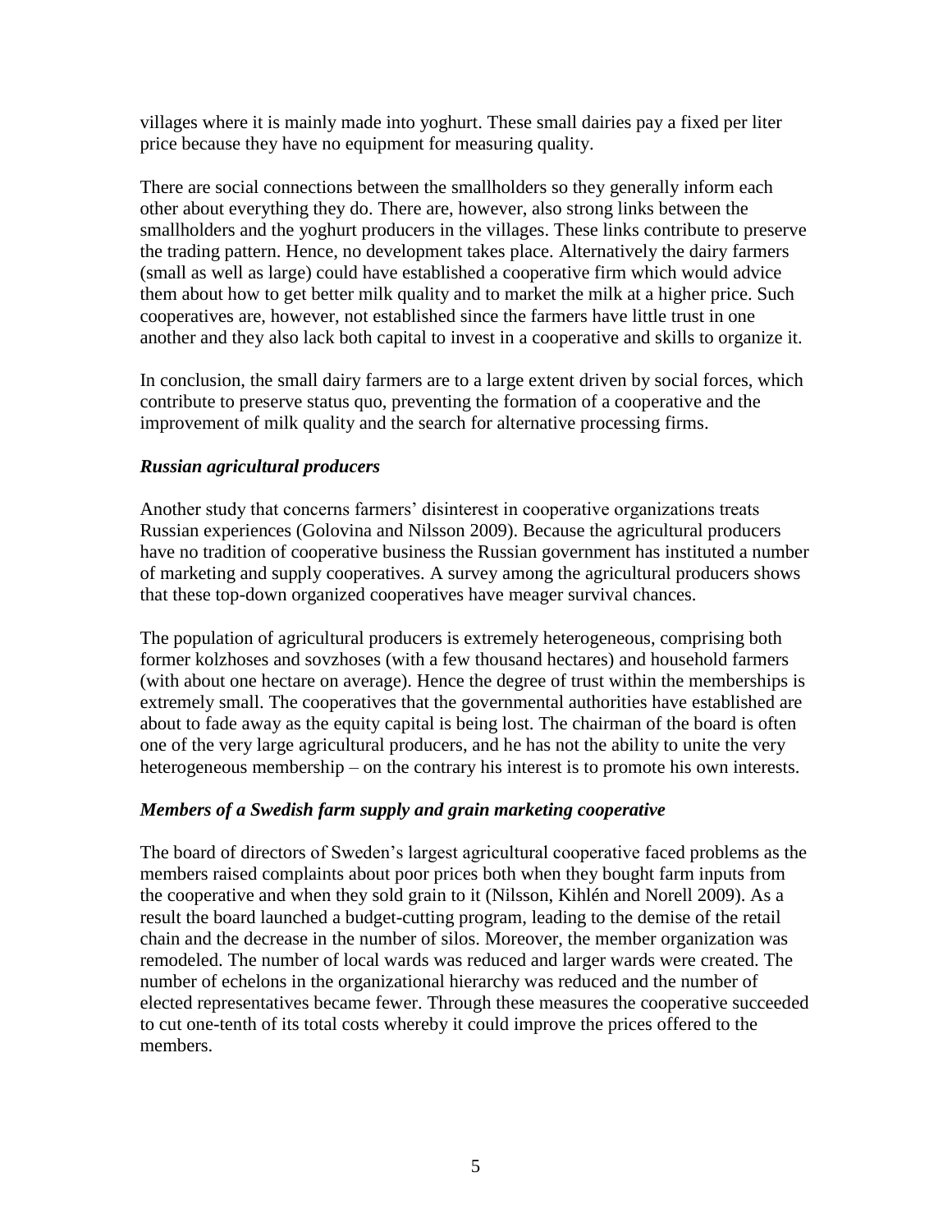villages where it is mainly made into yoghurt. These small dairies pay a fixed per liter price because they have no equipment for measuring quality.

There are social connections between the smallholders so they generally inform each other about everything they do. There are, however, also strong links between the smallholders and the yoghurt producers in the villages. These links contribute to preserve the trading pattern. Hence, no development takes place. Alternatively the dairy farmers (small as well as large) could have established a cooperative firm which would advice them about how to get better milk quality and to market the milk at a higher price. Such cooperatives are, however, not established since the farmers have little trust in one another and they also lack both capital to invest in a cooperative and skills to organize it.

In conclusion, the small dairy farmers are to a large extent driven by social forces, which contribute to preserve status quo, preventing the formation of a cooperative and the improvement of milk quality and the search for alternative processing firms.

### *Russian agricultural producers*

Another study that concerns farmers' disinterest in cooperative organizations treats Russian experiences (Golovina and Nilsson 2009). Because the agricultural producers have no tradition of cooperative business the Russian government has instituted a number of marketing and supply cooperatives. A survey among the agricultural producers shows that these top-down organized cooperatives have meager survival chances.

The population of agricultural producers is extremely heterogeneous, comprising both former kolzhoses and sovzhoses (with a few thousand hectares) and household farmers (with about one hectare on average). Hence the degree of trust within the memberships is extremely small. The cooperatives that the governmental authorities have established are about to fade away as the equity capital is being lost. The chairman of the board is often one of the very large agricultural producers, and he has not the ability to unite the very heterogeneous membership – on the contrary his interest is to promote his own interests.

### *Members of a Swedish farm supply and grain marketing cooperative*

The board of directors of Sweden's largest agricultural cooperative faced problems as the members raised complaints about poor prices both when they bought farm inputs from the cooperative and when they sold grain to it (Nilsson, Kihlén and Norell 2009). As a result the board launched a budget-cutting program, leading to the demise of the retail chain and the decrease in the number of silos. Moreover, the member organization was remodeled. The number of local wards was reduced and larger wards were created. The number of echelons in the organizational hierarchy was reduced and the number of elected representatives became fewer. Through these measures the cooperative succeeded to cut one-tenth of its total costs whereby it could improve the prices offered to the members.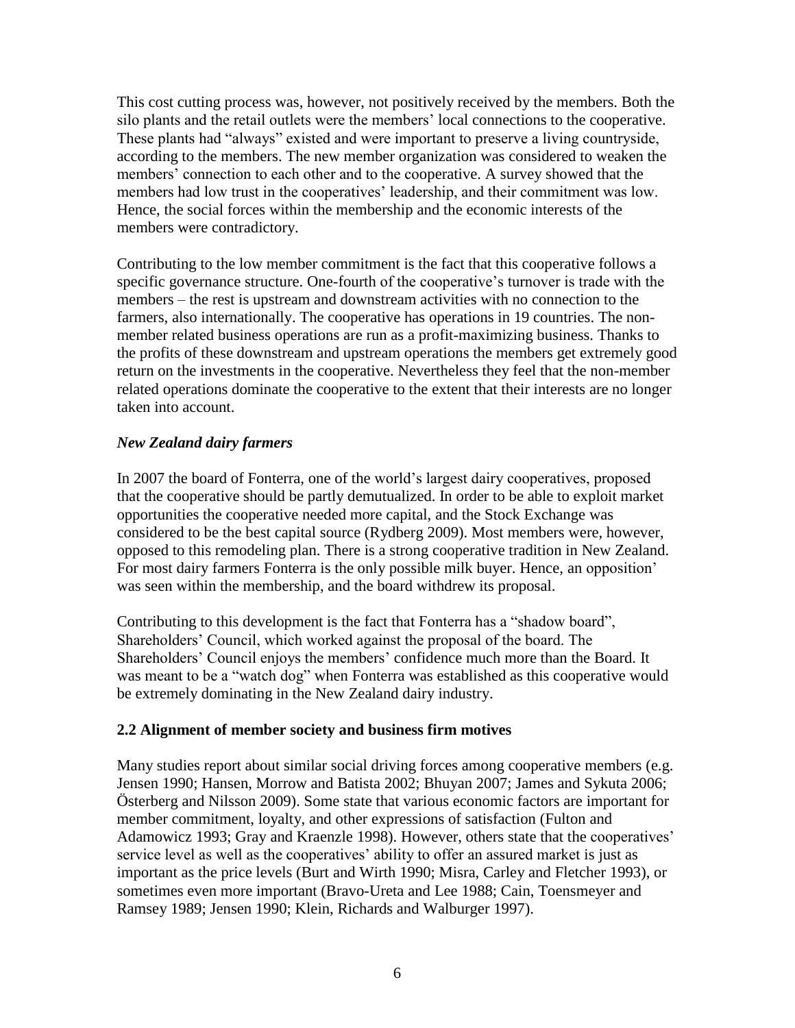This cost cutting process was, however, not positively received by the members. Both the silo plants and the retail outlets were the members' local connections to the cooperative. These plants had "always" existed and were important to preserve a living countryside, according to the members. The new member organization was considered to weaken the members' connection to each other and to the cooperative. A survey showed that the members had low trust in the cooperatives' leadership, and their commitment was low. Hence, the social forces within the membership and the economic interests of the members were contradictory.

Contributing to the low member commitment is the fact that this cooperative follows a specific governance structure. One-fourth of the cooperative's turnover is trade with the members – the rest is upstream and downstream activities with no connection to the farmers, also internationally. The cooperative has operations in 19 countries. The non-member related business operations are run as a profit-maximizing business. Thanks to the profits of these downstream and upstream operations the members get extremely good return on the investments in the cooperative. Nevertheless they feel that the non-member related operations dominate the cooperative to the extent that their interests are no longer taken into account.

### *New Zealand dairy farmers*

In 2007 the board of Fonterra, one of the world's largest dairy cooperatives, proposed that the cooperative should be partly demutualized. In order to be able to exploit market opportunities the cooperative needed more capital, and the Stock Exchange was considered to be the best capital source (Rydberg 2009). Most members were, however, opposed to this remodeling plan. There is a strong cooperative tradition in New Zealand. For most dairy farmers Fonterra is the only possible milk buyer. Hence, an opposition' was seen within the membership, and the board withdrew its proposal.

Contributing to this development is the fact that Fonterra has a "shadow board", Shareholders' Council, which worked against the proposal of the board. The Shareholders' Council enjoys the members' confidence much more than the Board. It was meant to be a "watch dog" when Fonterra was established as this cooperative would be extremely dominating in the New Zealand dairy industry.

## 2.2 Alignment of member society and business firm motives

Many studies report about similar social driving forces among cooperative members (e.g. Jensen 1990; Hansen, Morrow and Batista 2002; Bhuyan 2007; James and Sykuta 2006; Österberg and Nilsson 2009). Some state that various economic factors are important for member commitment, loyalty, and other expressions of satisfaction (Fulton and Adamowicz 1993; Gray and Kraenzle 1998). However, others state that the cooperatives' service level as well as the cooperatives' ability to offer an assured market is just as important as the price levels (Burt and Wirth 1990; Misra, Carley and Fletcher 1993), or sometimes even more important (Bravo-Ureta and Lee 1988; Cain, Toensmeyer and Ramsey 1989; Jensen 1990; Klein, Richards and Walburger 1997).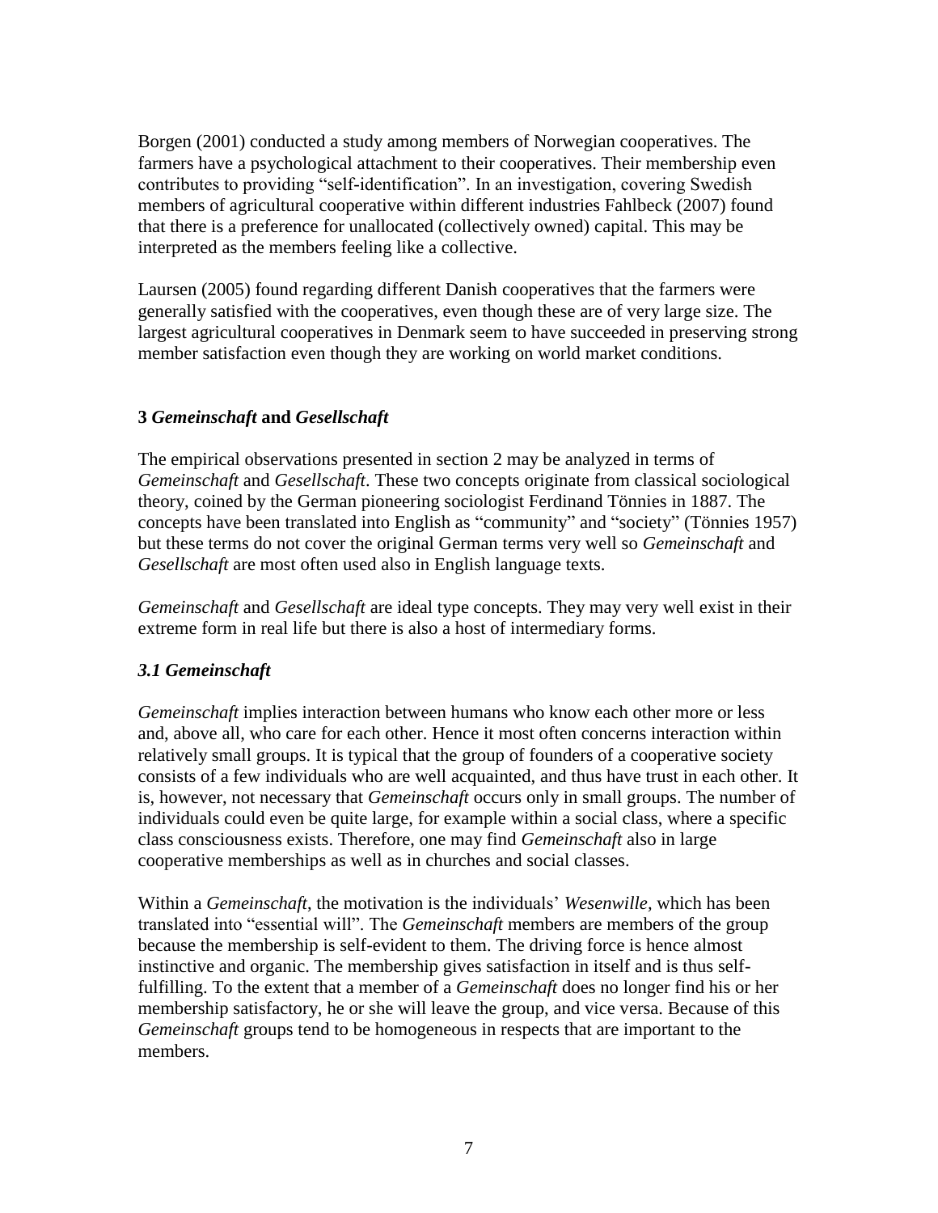Borgen (2001) conducted a study among members of Norwegian cooperatives. The farmers have a psychological attachment to their cooperatives. Their membership even contributes to providing "self-identification". In an investigation, covering Swedish members of agricultural cooperative within different industries Fahlbeck (2007) found that there is a preference for unallocated (collectively owned) capital. This may be interpreted as the members feeling like a collective.

Laursen (2005) found regarding different Danish cooperatives that the farmers were generally satisfied with the cooperatives, even though these are of very large size. The largest agricultural cooperatives in Denmark seem to have succeeded in preserving strong member satisfaction even though they are working on world market conditions.

## 3 *Gemeinschaft* and *Gesellschaft*

The empirical observations presented in section 2 may be analyzed in terms of *Gemeinschaft* and *Gesellschaft*. These two concepts originate from classical sociological theory, coined by the German pioneering sociologist Ferdinand Tönnies in 1887. The concepts have been translated into English as "community" and "society" (Tönnies 1957) but these terms do not cover the original German terms very well so *Gemeinschaft* and *Gesellschaft* are most often used also in English language texts.

*Gemeinschaft* and *Gesellschaft* are ideal type concepts. They may very well exist in their extreme form in real life but there is also a host of intermediary forms.

### *3.1 Gemeinschaft*

*Gemeinschaft* implies interaction between humans who know each other more or less and, above all, who care for each other. Hence it most often concerns interaction within relatively small groups. It is typical that the group of founders of a cooperative society consists of a few individuals who are well acquainted, and thus have trust in each other. It is, however, not necessary that *Gemeinschaft* occurs only in small groups. The number of individuals could even be quite large, for example within a social class, where a specific class consciousness exists. Therefore, one may find *Gemeinschaft* also in large cooperative memberships as well as in churches and social classes.

Within a *Gemeinschaft*, the motivation is the individuals' *Wesenwille*, which has been translated into "essential will". The *Gemeinschaft* members are members of the group because the membership is self-evident to them. The driving force is hence almost instinctive and organic. The membership gives satisfaction in itself and is thus self-fulfilling. To the extent that a member of a *Gemeinschaft* does no longer find his or her membership satisfactory, he or she will leave the group, and vice versa. Because of this *Gemeinschaft* groups tend to be homogeneous in respects that are important to the members.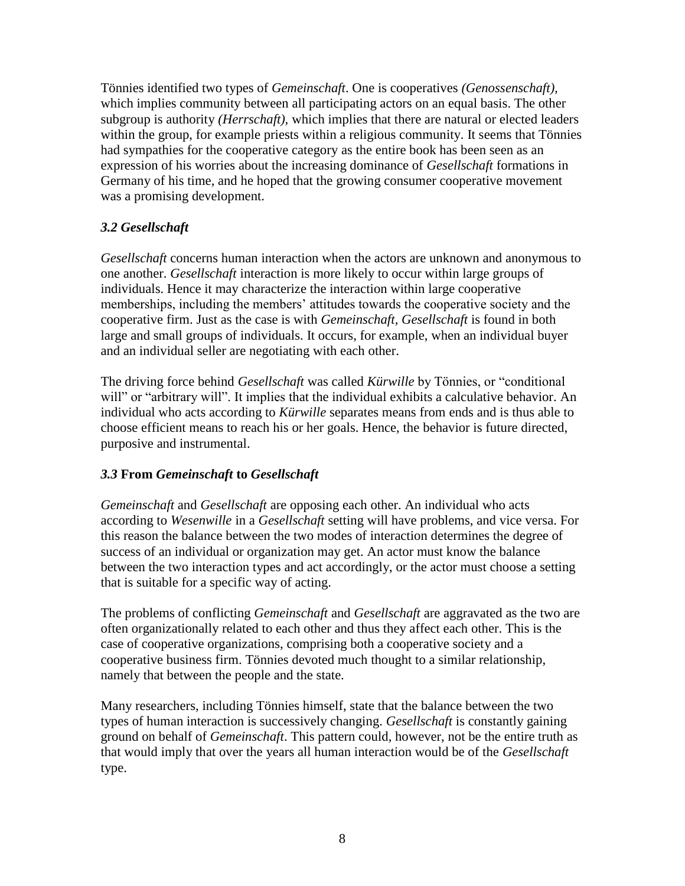Tönnies identified two types of *Gemeinschaft*. One is cooperatives *(Genossenschaft),* which implies community between all participating actors on an equal basis. The other subgroup is authority *(Herrschaft),* which implies that there are natural or elected leaders within the group, for example priests within a religious community. It seems that Tönnies had sympathies for the cooperative category as the entire book has been seen as an expression of his worries about the increasing dominance of *Gesellschaft* formations in Germany of his time, and he hoped that the growing consumer cooperative movement was a promising development.

### *3.2 Gesellschaft*

*Gesellschaft* concerns human interaction when the actors are unknown and anonymous to one another. *Gesellschaft* interaction is more likely to occur within large groups of individuals. Hence it may characterize the interaction within large cooperative memberships, including the members' attitudes towards the cooperative society and the cooperative firm. Just as the case is with *Gemeinschaft, Gesellschaft* is found in both large and small groups of individuals. It occurs, for example, when an individual buyer and an individual seller are negotiating with each other.

The driving force behind *Gesellschaft* was called *Kürwille* by Tönnies, or "conditional will" or "arbitrary will". It implies that the individual exhibits a calculative behavior. An individual who acts according to *Kürwille* separates means from ends and is thus able to choose efficient means to reach his or her goals. Hence, the behavior is future directed, purposive and instrumental.

### *3.3* **From *Gemeinschaft* to *Gesellschaft***

*Gemeinschaft* and *Gesellschaft* are opposing each other. An individual who acts according to *Wesenwille* in a *Gesellschaft* setting will have problems, and vice versa. For this reason the balance between the two modes of interaction determines the degree of success of an individual or organization may get. An actor must know the balance between the two interaction types and act accordingly, or the actor must choose a setting that is suitable for a specific way of acting.

The problems of conflicting *Gemeinschaft* and *Gesellschaft* are aggravated as the two are often organizationally related to each other and thus they affect each other. This is the case of cooperative organizations, comprising both a cooperative society and a cooperative business firm. Tönnies devoted much thought to a similar relationship, namely that between the people and the state.

Many researchers, including Tönnies himself, state that the balance between the two types of human interaction is successively changing. *Gesellschaft* is constantly gaining ground on behalf of *Gemeinschaft*. This pattern could, however, not be the entire truth as that would imply that over the years all human interaction would be of the *Gesellschaft* type.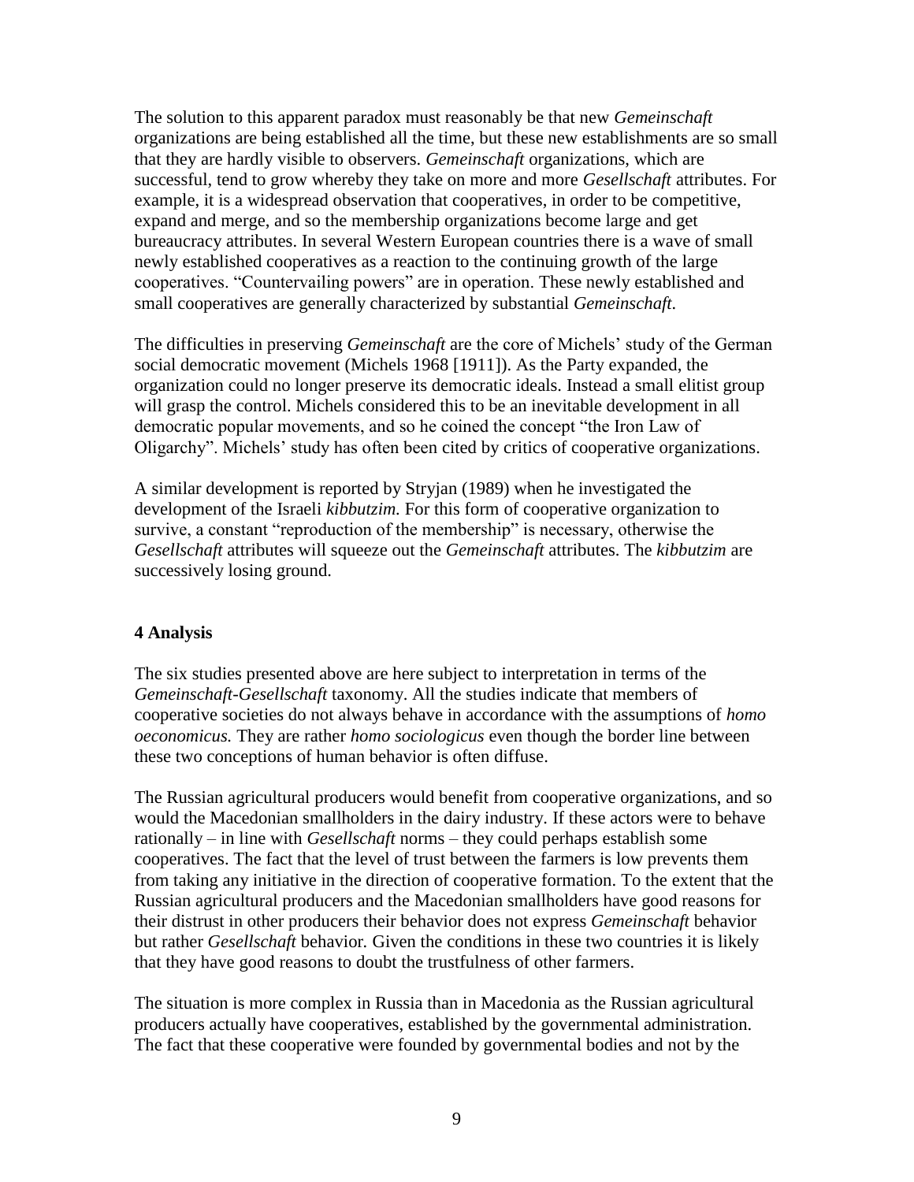The solution to this apparent paradox must reasonably be that new *Gemeinschaft* organizations are being established all the time, but these new establishments are so small that they are hardly visible to observers. *Gemeinschaft* organizations, which are successful, tend to grow whereby they take on more and more *Gesellschaft* attributes. For example, it is a widespread observation that cooperatives, in order to be competitive, expand and merge, and so the membership organizations become large and get bureaucracy attributes. In several Western European countries there is a wave of small newly established cooperatives as a reaction to the continuing growth of the large cooperatives. "Countervailing powers" are in operation. These newly established and small cooperatives are generally characterized by substantial *Gemeinschaft*.

The difficulties in preserving *Gemeinschaft* are the core of Michels' study of the German social democratic movement (Michels 1968 [1911]). As the Party expanded, the organization could no longer preserve its democratic ideals. Instead a small elitist group will grasp the control. Michels considered this to be an inevitable development in all democratic popular movements, and so he coined the concept "the Iron Law of Oligarchy". Michels' study has often been cited by critics of cooperative organizations.

A similar development is reported by Stryjan (1989) when he investigated the development of the Israeli *kibbutzim*. For this form of cooperative organization to survive, a constant "reproduction of the membership" is necessary, otherwise the *Gesellschaft* attributes will squeeze out the *Gemeinschaft* attributes. The *kibbutzim* are successively losing ground.

## 4 Analysis

The six studies presented above are here subject to interpretation in terms of the *Gemeinschaft-Gesellschaft* taxonomy. All the studies indicate that members of cooperative societies do not always behave in accordance with the assumptions of *homo oeconomicus.* They are rather *homo sociologicus* even though the border line between these two conceptions of human behavior is often diffuse.

The Russian agricultural producers would benefit from cooperative organizations, and so would the Macedonian smallholders in the dairy industry. If these actors were to behave rationally – in line with *Gesellschaft* norms – they could perhaps establish some cooperatives. The fact that the level of trust between the farmers is low prevents them from taking any initiative in the direction of cooperative formation. To the extent that the Russian agricultural producers and the Macedonian smallholders have good reasons for their distrust in other producers their behavior does not express *Gemeinschaft* behavior but rather *Gesellschaft* behavior. Given the conditions in these two countries it is likely that they have good reasons to doubt the trustfulness of other farmers.

The situation is more complex in Russia than in Macedonia as the Russian agricultural producers actually have cooperatives, established by the governmental administration. The fact that these cooperative were founded by governmental bodies and not by the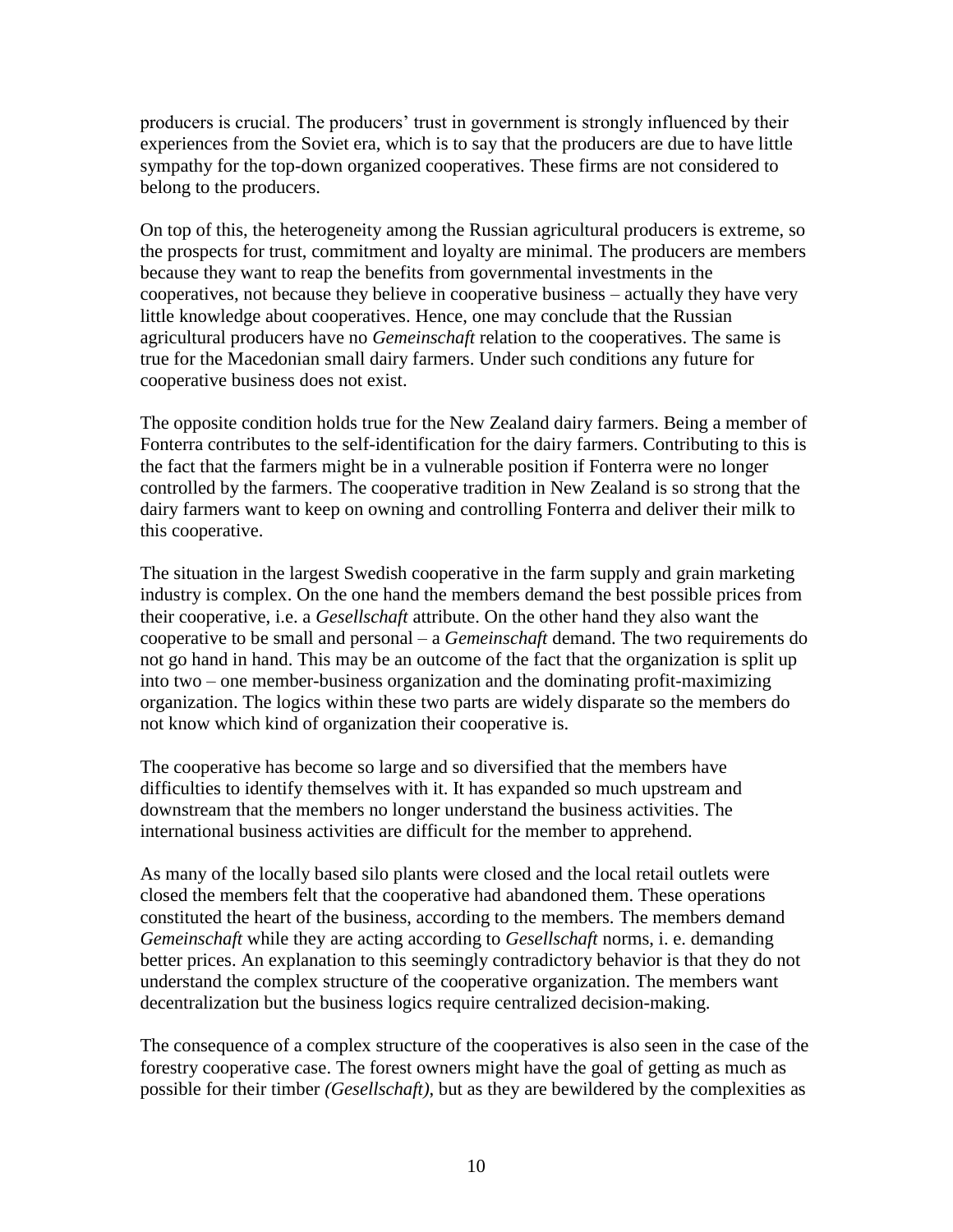producers is crucial. The producers' trust in government is strongly influenced by their experiences from the Soviet era, which is to say that the producers are due to have little sympathy for the top-down organized cooperatives. These firms are not considered to belong to the producers.

On top of this, the heterogeneity among the Russian agricultural producers is extreme, so the prospects for trust, commitment and loyalty are minimal. The producers are members because they want to reap the benefits from governmental investments in the cooperatives, not because they believe in cooperative business – actually they have very little knowledge about cooperatives. Hence, one may conclude that the Russian agricultural producers have no *Gemeinschaft* relation to the cooperatives. The same is true for the Macedonian small dairy farmers. Under such conditions any future for cooperative business does not exist.

The opposite condition holds true for the New Zealand dairy farmers. Being a member of Fonterra contributes to the self-identification for the dairy farmers. Contributing to this is the fact that the farmers might be in a vulnerable position if Fonterra were no longer controlled by the farmers. The cooperative tradition in New Zealand is so strong that the dairy farmers want to keep on owning and controlling Fonterra and deliver their milk to this cooperative.

The situation in the largest Swedish cooperative in the farm supply and grain marketing industry is complex. On the one hand the members demand the best possible prices from their cooperative, i.e. a *Gesellschaft* attribute. On the other hand they also want the cooperative to be small and personal – a *Gemeinschaft* demand. The two requirements do not go hand in hand. This may be an outcome of the fact that the organization is split up into two – one member-business organization and the dominating profit-maximizing organization. The logics within these two parts are widely disparate so the members do not know which kind of organization their cooperative is.

The cooperative has become so large and so diversified that the members have difficulties to identify themselves with it. It has expanded so much upstream and downstream that the members no longer understand the business activities. The international business activities are difficult for the member to apprehend.

As many of the locally based silo plants were closed and the local retail outlets were closed the members felt that the cooperative had abandoned them. These operations constituted the heart of the business, according to the members. The members demand *Gemeinschaft* while they are acting according to *Gesellschaft* norms, i. e. demanding better prices. An explanation to this seemingly contradictory behavior is that they do not understand the complex structure of the cooperative organization. The members want decentralization but the business logics require centralized decision-making.

The consequence of a complex structure of the cooperatives is also seen in the case of the forestry cooperative case. The forest owners might have the goal of getting as much as possible for their timber *(Gesellschaft)*, but as they are bewildered by the complexities as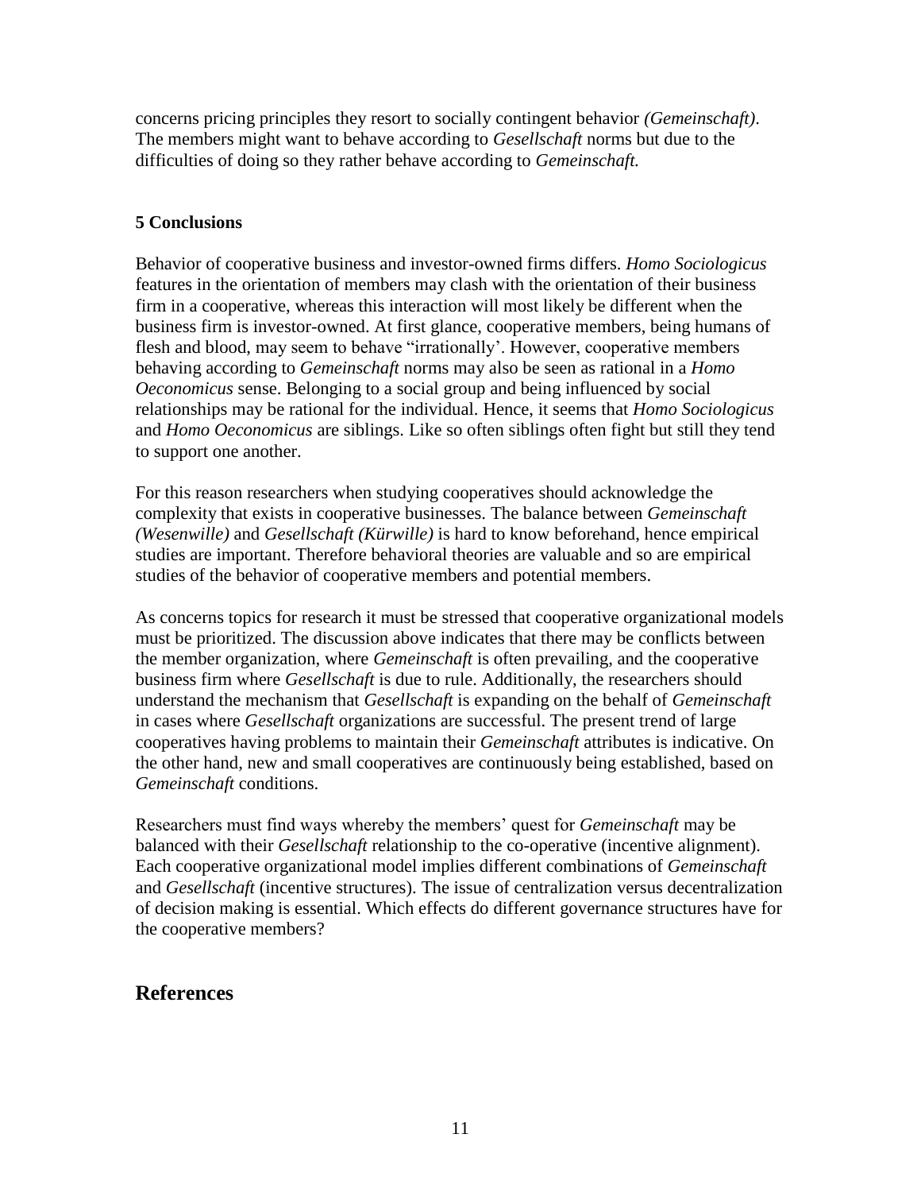concerns pricing principles they resort to socially contingent behavior *(Gemeinschaft)*. The members might want to behave according to *Gesellschaft* norms but due to the difficulties of doing so they rather behave according to *Gemeinschaft.*

**5 Conclusions**

Behavior of cooperative business and investor-owned firms differs. *Homo Sociologicus* features in the orientation of members may clash with the orientation of their business firm in a cooperative, whereas this interaction will most likely be different when the business firm is investor-owned. At first glance, cooperative members, being humans of flesh and blood, may seem to behave "irrationally'. However, cooperative members behaving according to *Gemeinschaft* norms may also be seen as rational in a *Homo Oeconomicus* sense. Belonging to a social group and being influenced by social relationships may be rational for the individual. Hence, it seems that *Homo Sociologicus* and *Homo Oeconomicus* are siblings. Like so often siblings often fight but still they tend to support one another.

For this reason researchers when studying cooperatives should acknowledge the complexity that exists in cooperative businesses. The balance between *Gemeinschaft (Wesenwille)* and *Gesellschaft (Kürwille)* is hard to know beforehand, hence empirical studies are important. Therefore behavioral theories are valuable and so are empirical studies of the behavior of cooperative members and potential members.

As concerns topics for research it must be stressed that cooperative organizational models must be prioritized. The discussion above indicates that there may be conflicts between the member organization, where *Gemeinschaft* is often prevailing, and the cooperative business firm where *Gesellschaft* is due to rule. Additionally, the researchers should understand the mechanism that *Gesellschaft* is expanding on the behalf of *Gemeinschaft* in cases where *Gesellschaft* organizations are successful. The present trend of large cooperatives having problems to maintain their *Gemeinschaft* attributes is indicative. On the other hand, new and small cooperatives are continuously being established, based on *Gemeinschaft* conditions.

Researchers must find ways whereby the members' quest for *Gemeinschaft* may be balanced with their *Gesellschaft* relationship to the co-operative (incentive alignment). Each cooperative organizational model implies different combinations of *Gemeinschaft* and *Gesellschaft* (incentive structures). The issue of centralization versus decentralization of decision making is essential. Which effects do different governance structures have for the cooperative members?

## References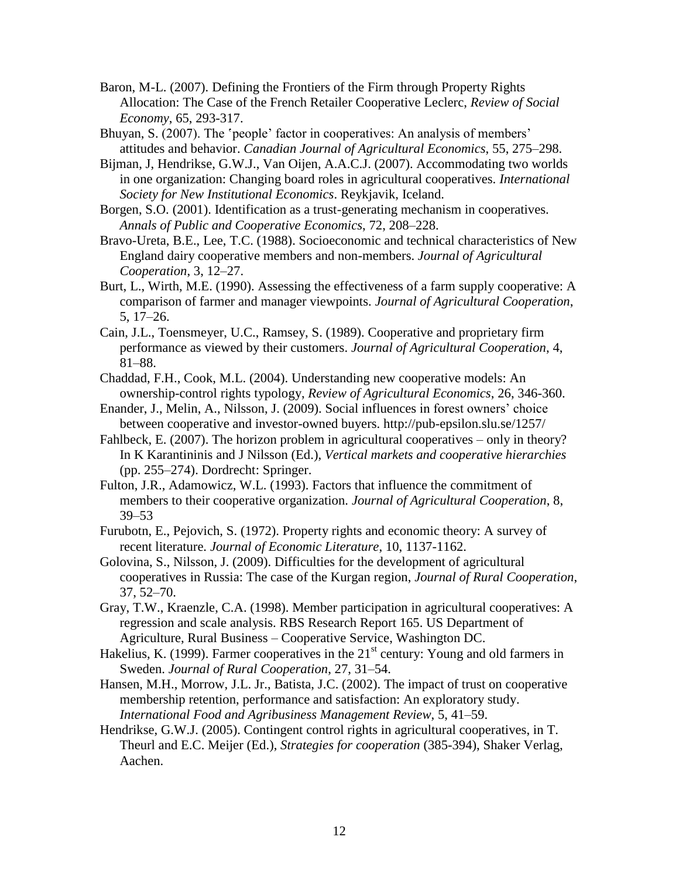Baron, M-L. (2007). Defining the Frontiers of the Firm through Property Rights Allocation: The Case of the French Retailer Cooperative Leclerc, *Review of Social Economy*, 65, 293-317.

Bhuyan, S. (2007). The ʽpeople' factor in cooperatives: An analysis of members' attitudes and behavior. *Canadian Journal of Agricultural Economics*, 55, 275–298.

Bijman, J, Hendrikse, G.W.J., Van Oijen, A.A.C.J. (2007). Accommodating two worlds in one organization: Changing board roles in agricultural cooperatives. *International Society for New Institutional Economics*. Reykjavik, Iceland.

Borgen, S.O. (2001). Identification as a trust-generating mechanism in cooperatives. *Annals of Public and Cooperative Economics*, 72, 208–228.

Bravo-Ureta, B.E., Lee, T.C. (1988). Socioeconomic and technical characteristics of New England dairy cooperative members and non-members. *Journal of Agricultural Cooperation*, 3, 12–27.

Burt, L., Wirth, M.E. (1990). Assessing the effectiveness of a farm supply cooperative: A comparison of farmer and manager viewpoints. *Journal of Agricultural Cooperation*, 5, 17–26.

Cain, J.L., Toensmeyer, U.C., Ramsey, S. (1989). Cooperative and proprietary firm performance as viewed by their customers. *Journal of Agricultural Cooperation*, 4, 81–88.

Chaddad, F.H., Cook, M.L. (2004). Understanding new cooperative models: An ownership-control rights typology, *Review of Agricultural Economics*, 26, 346-360.

Enander, J., Melin, A., Nilsson, J. (2009). Social influences in forest owners' choice between cooperative and investor-owned buyers. http://pub-epsilon.slu.se/1257/

Fahlbeck, E. (2007). The horizon problem in agricultural cooperatives – only in theory? In K Karantininis and J Nilsson (Ed.), *Vertical markets and cooperative hierarchies* (pp. 255–274). Dordrecht: Springer.

Fulton, J.R., Adamowicz, W.L. (1993). Factors that influence the commitment of members to their cooperative organization. *Journal of Agricultural Cooperation*, 8, 39–53

Furubotn, E., Pejovich, S. (1972). Property rights and economic theory: A survey of recent literature. *Journal of Economic Literature*, 10, 1137-1162.

Golovina, S., Nilsson, J. (2009). Difficulties for the development of agricultural cooperatives in Russia: The case of the Kurgan region, *Journal of Rural Cooperation*, 37, 52–70.

Gray, T.W., Kraenzle, C.A. (1998). Member participation in agricultural cooperatives: A regression and scale analysis. RBS Research Report 165. US Department of Agriculture, Rural Business – Cooperative Service, Washington DC.

Hakelius, K. (1999). Farmer cooperatives in the 21st century: Young and old farmers in Sweden. *Journal of Rural Cooperation*, 27, 31–54.

Hansen, M.H., Morrow, J.L. Jr., Batista, J.C. (2002). The impact of trust on cooperative membership retention, performance and satisfaction: An exploratory study. *International Food and Agribusiness Management Review*, 5, 41–59.

Hendrikse, G.W.J. (2005). Contingent control rights in agricultural cooperatives, in T. Theurl and E.C. Meijer (Ed.), *Strategies for cooperation* (385-394), Shaker Verlag, Aachen.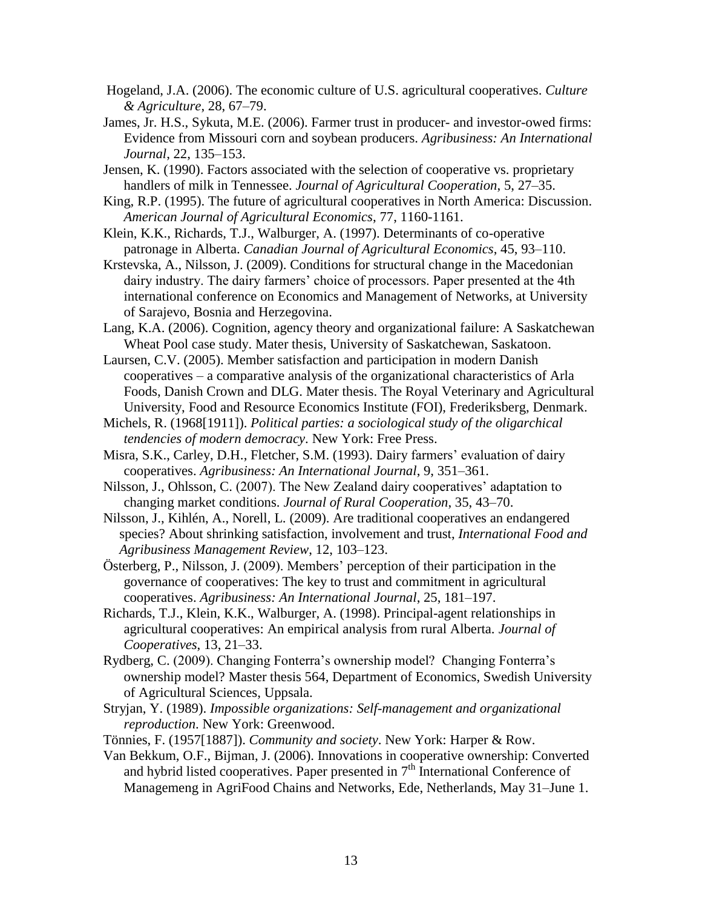Hogeland, J.A. (2006). The economic culture of U.S. agricultural cooperatives. *Culture & Agriculture*, 28, 67–79.

James, Jr. H.S., Sykuta, M.E. (2006). Farmer trust in producer- and investor-owed firms: Evidence from Missouri corn and soybean producers. *Agribusiness: An International Journal*, 22, 135–153.

Jensen, K. (1990). Factors associated with the selection of cooperative vs. proprietary handlers of milk in Tennessee. *Journal of Agricultural Cooperation*, 5, 27–35.

King, R.P. (1995). The future of agricultural cooperatives in North America: Discussion. *American Journal of Agricultural Economics*, 77, 1160-1161.

Klein, K.K., Richards, T.J., Walburger, A. (1997). Determinants of co-operative patronage in Alberta. *Canadian Journal of Agricultural Economics*, 45, 93–110.

Krstevska, A., Nilsson, J. (2009). Conditions for structural change in the Macedonian dairy industry. The dairy farmers' choice of processors. Paper presented at the 4th international conference on Economics and Management of Networks, at University of Sarajevo, Bosnia and Herzegovina.

Lang, K.A. (2006). Cognition, agency theory and organizational failure: A Saskatchewan Wheat Pool case study. Mater thesis, University of Saskatchewan, Saskatoon.

Laursen, C.V. (2005). Member satisfaction and participation in modern Danish cooperatives – a comparative analysis of the organizational characteristics of Arla Foods, Danish Crown and DLG. Mater thesis. The Royal Veterinary and Agricultural University, Food and Resource Economics Institute (FOI), Frederiksberg, Denmark.

Michels, R. (1968[1911]). *Political parties: a sociological study of the oligarchical tendencies of modern democracy*. New York: Free Press.

Misra, S.K., Carley, D.H., Fletcher, S.M. (1993). Dairy farmers' evaluation of dairy cooperatives. *Agribusiness: An International Journal*, 9, 351–361.

Nilsson, J., Ohlsson, C. (2007). The New Zealand dairy cooperatives' adaptation to changing market conditions. *Journal of Rural Cooperation*, 35, 43–70.

Nilsson, J., Kihlén, A., Norell, L. (2009). Are traditional cooperatives an endangered species? About shrinking satisfaction, involvement and trust, *International Food and Agribusiness Management Review*, 12, 103–123.

Österberg, P., Nilsson, J. (2009). Members' perception of their participation in the governance of cooperatives: The key to trust and commitment in agricultural cooperatives. *Agribusiness: An International Journal*, 25, 181–197.

Richards, T.J., Klein, K.K., Walburger, A. (1998). Principal-agent relationships in agricultural cooperatives: An empirical analysis from rural Alberta. *Journal of Cooperatives*, 13, 21–33.

Rydberg, C. (2009). Changing Fonterra's ownership model? Changing Fonterra's ownership model? Master thesis 564, Department of Economics, Swedish University of Agricultural Sciences, Uppsala.

Stryjan, Y. (1989). *Impossible organizations: Self-management and organizational reproduction*. New York: Greenwood.

Tönnies, F. (1957[1887]). *Community and society*. New York: Harper & Row.

Van Bekkum, O.F., Bijman, J. (2006). Innovations in cooperative ownership: Converted and hybrid listed cooperatives. Paper presented in 7th International Conference of Managemeng in AgriFood Chains and Networks, Ede, Netherlands, May 31–June 1.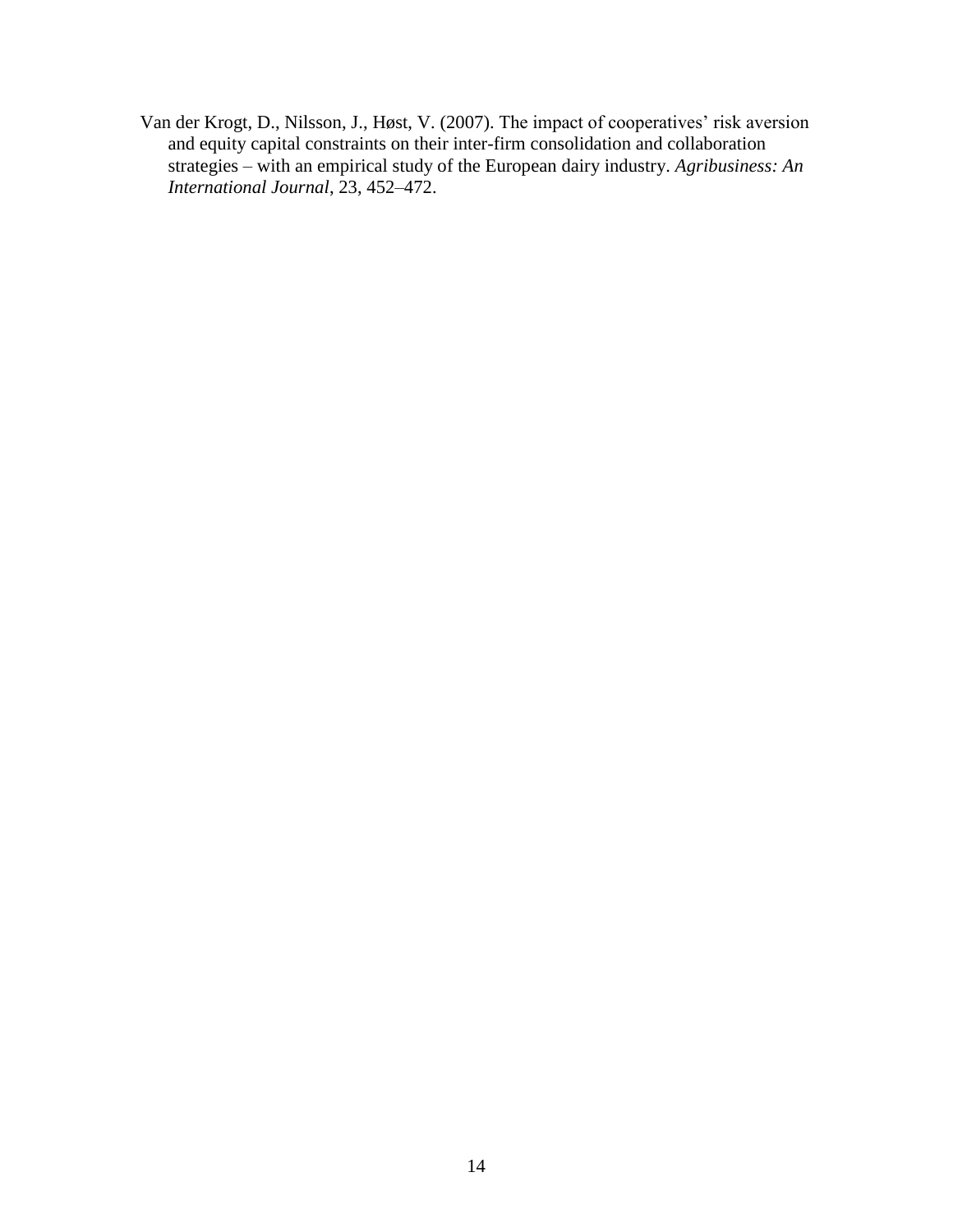Van der Krogt, D., Nilsson, J., Høst, V. (2007). The impact of cooperatives' risk aversion and equity capital constraints on their inter-firm consolidation and collaboration strategies – with an empirical study of the European dairy industry. *Agribusiness: An International Journal*, 23, 452–472.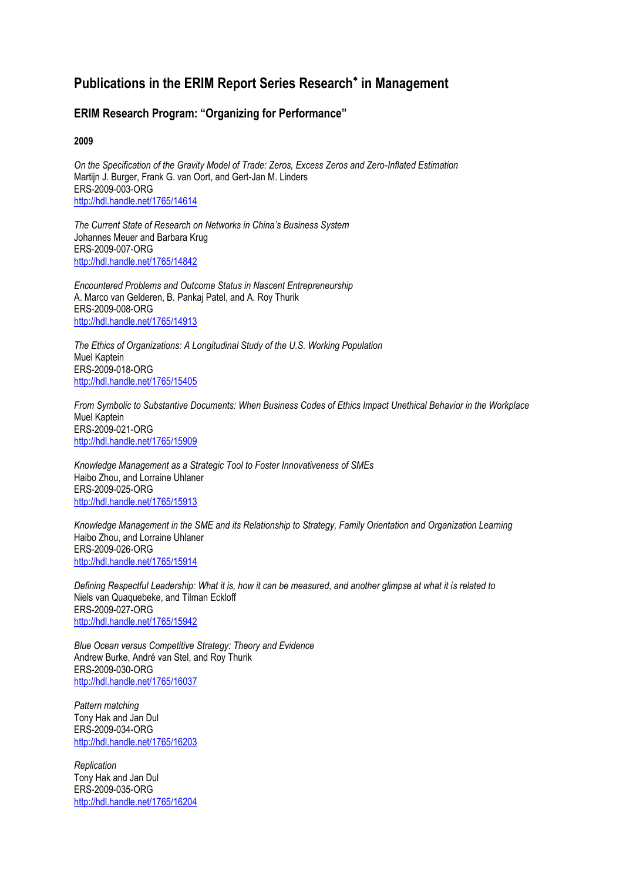# Publications in the ERIM Report Series Research* in Management

## ERIM Research Program: "Organizing for Performance"

**2009**

*On the Specification of the Gravity Model of Trade: Zeros, Excess Zeros and Zero-Inflated Estimation*
Martijn J. Burger, Frank G. van Oort, and Gert-Jan M. Linders
ERS-2009-003-ORG
http://hdl.handle.net/1765/14614

*The Current State of Research on Networks in China's Business System*
Johannes Meuer and Barbara Krug
ERS-2009-007-ORG
http://hdl.handle.net/1765/14842

*Encountered Problems and Outcome Status in Nascent Entrepreneurship*
A. Marco van Gelderen, B. Pankaj Patel, and A. Roy Thurik
ERS-2009-008-ORG
http://hdl.handle.net/1765/14913

*The Ethics of Organizations: A Longitudinal Study of the U.S. Working Population*
Muel Kaptein
ERS-2009-018-ORG
http://hdl.handle.net/1765/15405

*From Symbolic to Substantive Documents: When Business Codes of Ethics Impact Unethical Behavior in the Workplace*
Muel Kaptein
ERS-2009-021-ORG
http://hdl.handle.net/1765/15909

*Knowledge Management as a Strategic Tool to Foster Innovativeness of SMEs*
Haibo Zhou, and Lorraine Uhlaner
ERS-2009-025-ORG
http://hdl.handle.net/1765/15913

*Knowledge Management in the SME and its Relationship to Strategy, Family Orientation and Organization Learning*
Haibo Zhou, and Lorraine Uhlaner
ERS-2009-026-ORG
http://hdl.handle.net/1765/15914

*Defining Respectful Leadership: What it is, how it can be measured, and another glimpse at what it is related to*
Niels van Quaquebeke, and Tilman Eckloff
ERS-2009-027-ORG
http://hdl.handle.net/1765/15942

*Blue Ocean versus Competitive Strategy: Theory and Evidence*
Andrew Burke, André van Stel, and Roy Thurik
ERS-2009-030-ORG
http://hdl.handle.net/1765/16037

*Pattern matching*
Tony Hak and Jan Dul
ERS-2009-034-ORG
http://hdl.handle.net/1765/16203

*Replication*
Tony Hak and Jan Dul
ERS-2009-035-ORG
http://hdl.handle.net/1765/16204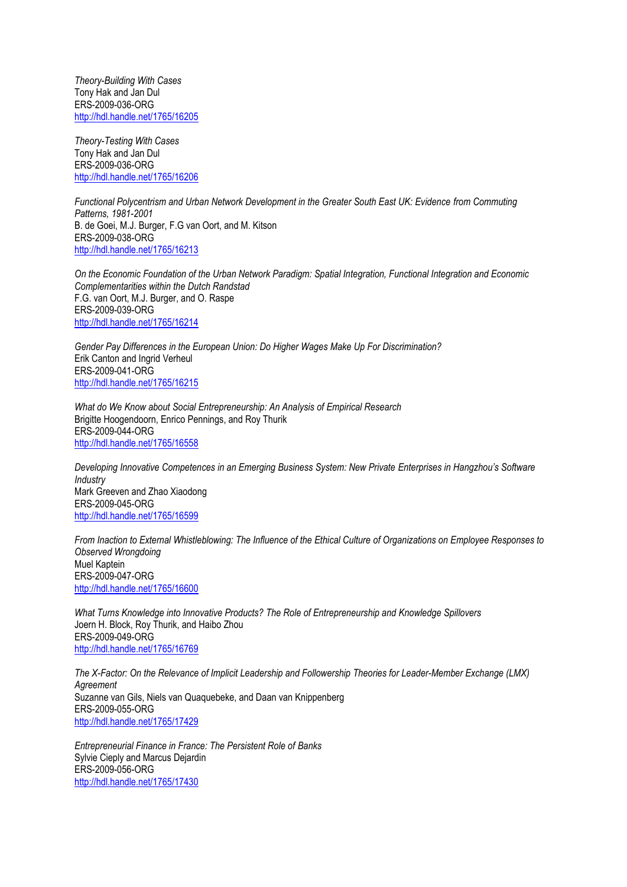*Theory-Building With Cases*
Tony Hak and Jan Dul
ERS-2009-036-ORG
http://hdl.handle.net/1765/16205

*Theory-Testing With Cases*
Tony Hak and Jan Dul
ERS-2009-036-ORG
http://hdl.handle.net/1765/16206

*Functional Polycentrism and Urban Network Development in the Greater South East UK: Evidence from Commuting Patterns, 1981-2001*
B. de Goei, M.J. Burger, F.G van Oort, and M. Kitson
ERS-2009-038-ORG
http://hdl.handle.net/1765/16213

*On the Economic Foundation of the Urban Network Paradigm: Spatial Integration, Functional Integration and Economic Complementarities within the Dutch Randstad*
F.G. van Oort, M.J. Burger, and O. Raspe
ERS-2009-039-ORG
http://hdl.handle.net/1765/16214

*Gender Pay Differences in the European Union: Do Higher Wages Make Up For Discrimination?*
Erik Canton and Ingrid Verheul
ERS-2009-041-ORG
http://hdl.handle.net/1765/16215

*What do We Know about Social Entrepreneurship: An Analysis of Empirical Research*
Brigitte Hoogendoorn, Enrico Pennings, and Roy Thurik
ERS-2009-044-ORG
http://hdl.handle.net/1765/16558

*Developing Innovative Competences in an Emerging Business System: New Private Enterprises in Hangzhou's Software Industry*
Mark Greeven and Zhao Xiaodong
ERS-2009-045-ORG
http://hdl.handle.net/1765/16599

*From Inaction to External Whistleblowing: The Influence of the Ethical Culture of Organizations on Employee Responses to Observed Wrongdoing*
Muel Kaptein
ERS-2009-047-ORG
http://hdl.handle.net/1765/16600

*What Turns Knowledge into Innovative Products? The Role of Entrepreneurship and Knowledge Spillovers*
Joern H. Block, Roy Thurik, and Haibo Zhou
ERS-2009-049-ORG
http://hdl.handle.net/1765/16769

*The X-Factor: On the Relevance of Implicit Leadership and Followership Theories for Leader-Member Exchange (LMX) Agreement*
Suzanne van Gils, Niels van Quaquebeke, and Daan van Knippenberg
ERS-2009-055-ORG
http://hdl.handle.net/1765/17429

*Entrepreneurial Finance in France: The Persistent Role of Banks*
Sylvie Cieply and Marcus Dejardin
ERS-2009-056-ORG
http://hdl.handle.net/1765/17430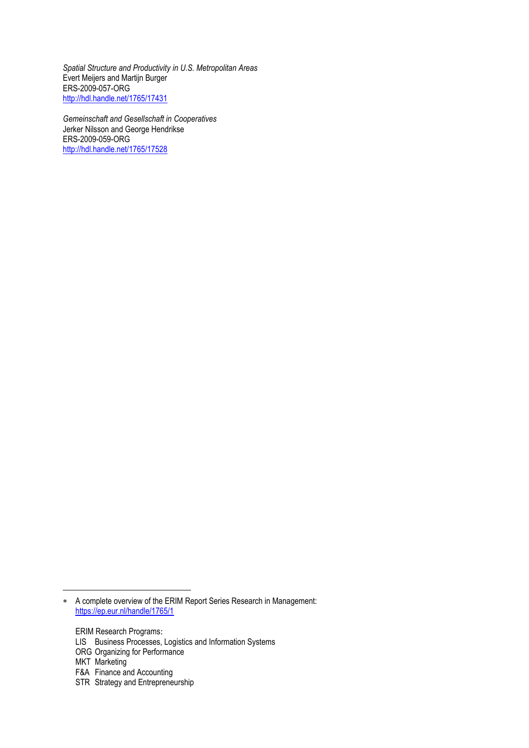*Spatial Structure and Productivity in U.S. Metropolitan Areas*
Evert Meijers and Martijn Burger
ERS-2009-057-ORG
http://hdl.handle.net/1765/17431

*Gemeinschaft and Gesellschaft in Cooperatives*
Jerker Nilsson and George Hendrikse
ERS-2009-059-ORG
http://hdl.handle.net/1765/17528

---

∗ A complete overview of the ERIM Report Series Research in Management:
https://ep.eur.nl/handle/1765/1

ERIM Research Programs:
LIS Business Processes, Logistics and Information Systems
ORG Organizing for Performance
MKT Marketing
F&A Finance and Accounting
STR Strategy and Entrepreneurship